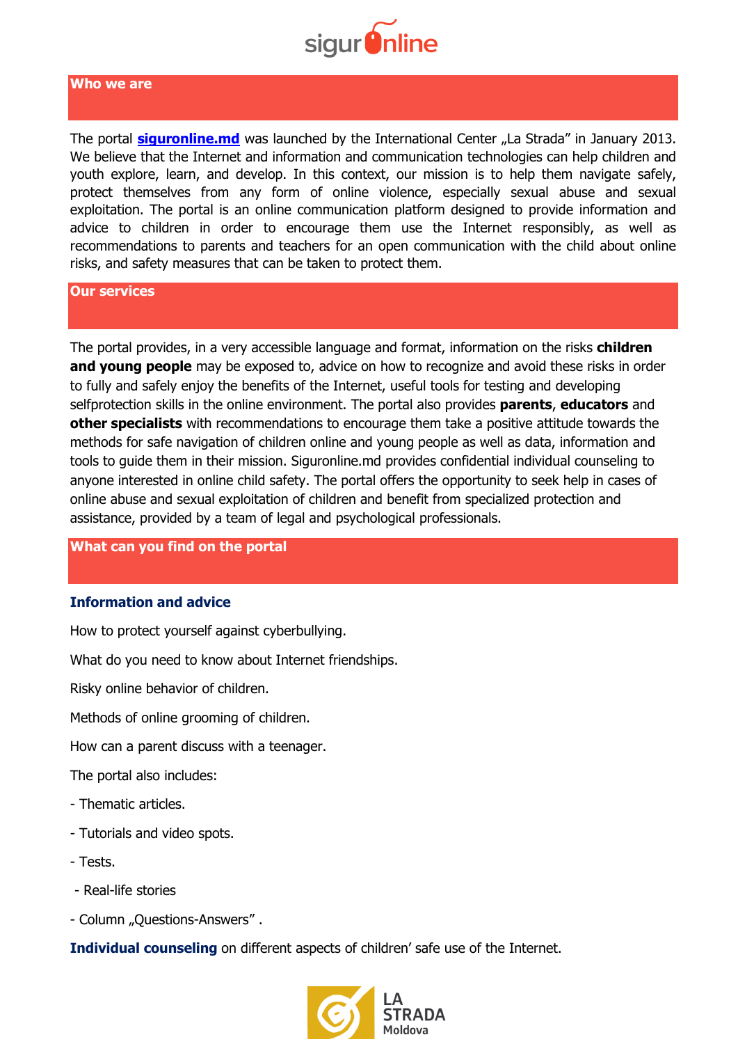## Who we are

The portal **siguronline.md** was launched by the International Center „La Strada" in January 2013. We believe that the Internet and information and communication technologies can help children and youth explore, learn, and develop. In this context, our mission is to help them navigate safely, protect themselves from any form of online violence, especially sexual abuse and sexual exploitation. The portal is an online communication platform designed to provide information and advice to children in order to encourage them use the Internet responsibly, as well as recommendations to parents and teachers for an open communication with the child about online risks, and safety measures that can be taken to protect them.

## Our services

The portal provides, in a very accessible language and format, information on the risks **children and young people** may be exposed to, advice on how to recognize and avoid these risks in order to fully and safely enjoy the benefits of the Internet, useful tools for testing and developing selfprotection skills in the online environment. The portal also provides **parents**, **educators** and **other specialists** with recommendations to encourage them take a positive attitude towards the methods for safe navigation of children online and young people as well as data, information and tools to guide them in their mission. Siguronline.md provides confidential individual counseling to anyone interested in online child safety. The portal offers the opportunity to seek help in cases of online abuse and sexual exploitation of children and benefit from specialized protection and assistance, provided by a team of legal and psychological professionals.

## What can you find on the portal

### Information and advice

How to protect yourself against cyberbullying.

What do you need to know about Internet friendships.

Risky online behavior of children.

Methods of online grooming of children.

How can a parent discuss with a teenager.

The portal also includes:

- Thematic articles.
- Tutorials and video spots.
- Tests.
- Real-life stories
- Column „Questions-Answers" .

**Individual counseling** on different aspects of children' safe use of the Internet.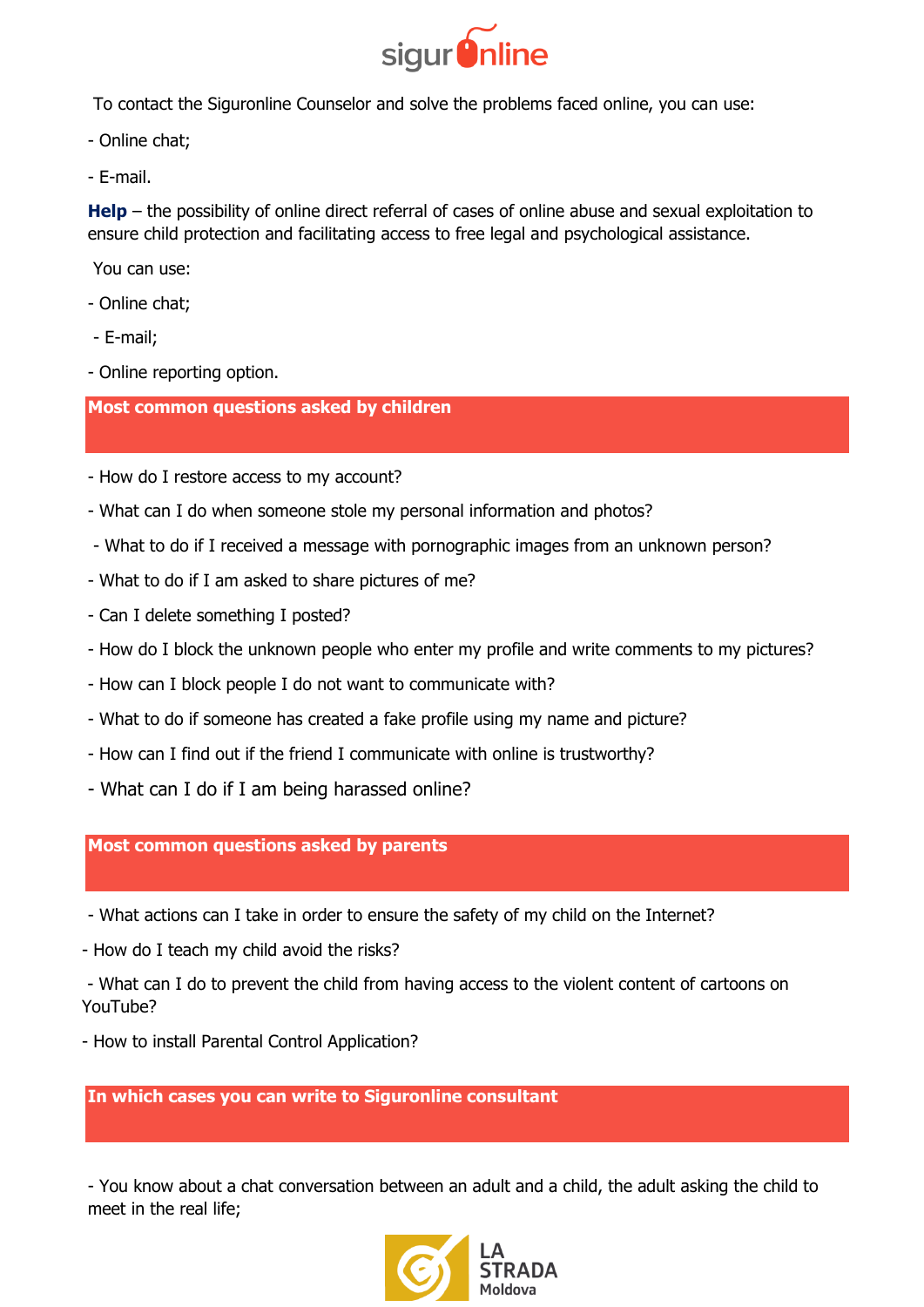To contact the Siguronline Counselor and solve the problems faced online, you can use:

- Online chat;

- E-mail.

**Help** – the possibility of online direct referral of cases of online abuse and sexual exploitation to ensure child protection and facilitating access to free legal and psychological assistance.

You can use:

- Online chat;

- E-mail;

- Online reporting option.

## Most common questions asked by children

- How do I restore access to my account?

- What can I do when someone stole my personal information and photos?

- What to do if I received a message with pornographic images from an unknown person?

- What to do if I am asked to share pictures of me?

- Can I delete something I posted?

- How do I block the unknown people who enter my profile and write comments to my pictures?

- How can I block people I do not want to communicate with?

- What to do if someone has created a fake profile using my name and picture?

- How can I find out if the friend I communicate with online is trustworthy?

- What can I do if I am being harassed online?

## Most common questions asked by parents

- What actions can I take in order to ensure the safety of my child on the Internet?

- How do I teach my child avoid the risks?

- What can I do to prevent the child from having access to the violent content of cartoons on YouTube?

- How to install Parental Control Application?

## In which cases you can write to Siguronline consultant

- You know about a chat conversation between an adult and a child, the adult asking the child to meet in the real life;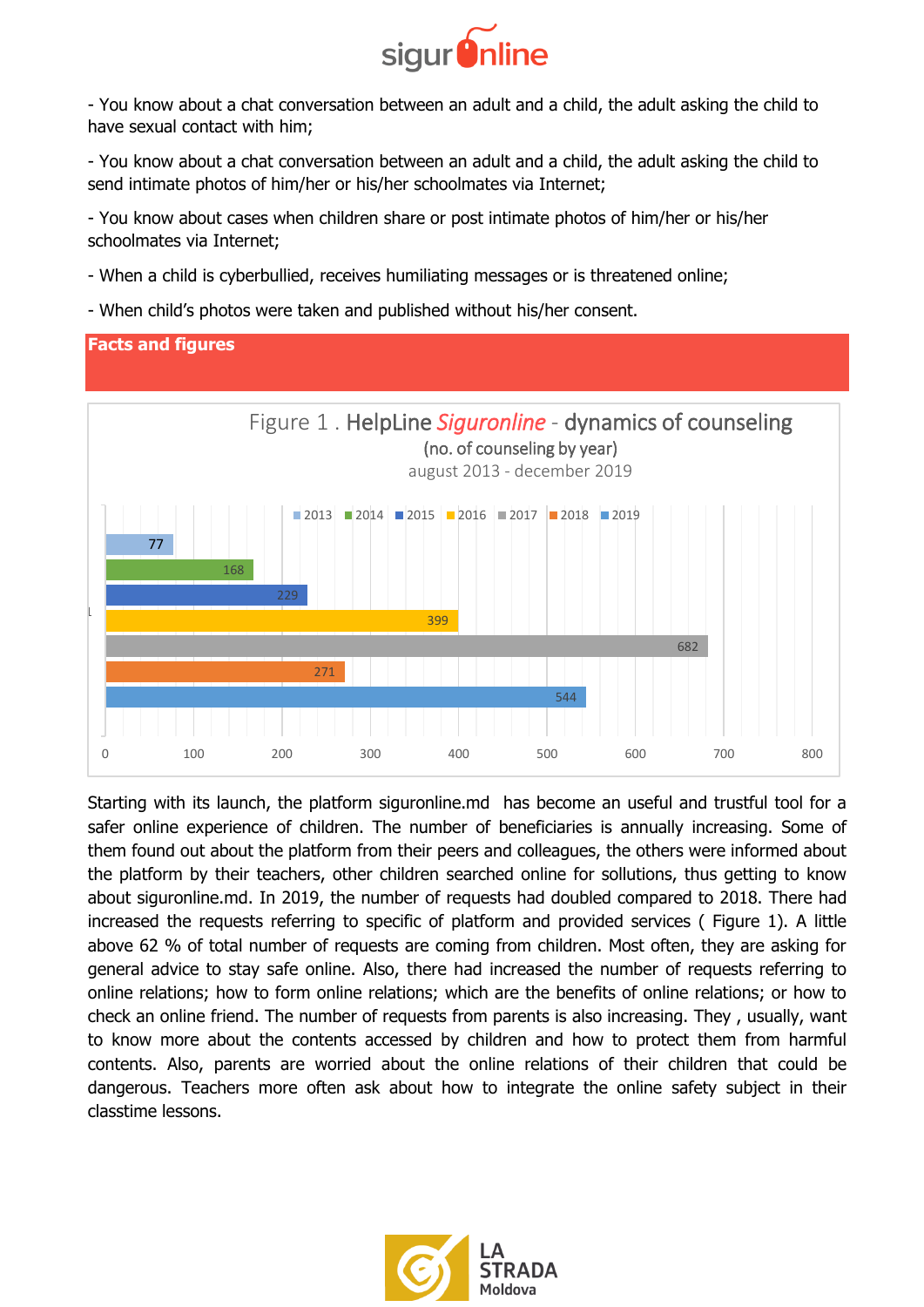- You know about a chat conversation between an adult and a child, the adult asking the child to have sexual contact with him;

- You know about a chat conversation between an adult and a child, the adult asking the child to send intimate photos of him/her or his/her schoolmates via Internet;

- You know about cases when children share or post intimate photos of him/her or his/her schoolmates via Internet;

- When a child is cyberbullied, receives humiliating messages or is threatened online;

- When child's photos were taken and published without his/her consent.

## Facts and figures

Figure 1 . HelpLine *Siguronline* - dynamics of counseling
(no. of counseling by year)
august 2013 - december 2019

| Year | No. of counseling |
|---|---|
| 2013 | 77 |
| 2014 | 168 |
| 2015 | 229 |
| 2016 | 399 |
| 2017 | 682 |
| 2018 | 271 |
| 2019 | 544 |

Starting with its launch, the platform siguronline.md has become an useful and trustful tool for a safer online experience of children. The number of beneficiaries is annually increasing. Some of them found out about the platform from their peers and colleagues, the others were informed about the platform by their teachers, other children searched online for sollutions, thus getting to know about siguronline.md. In 2019, the number of requests had doubled compared to 2018. There had increased the requests referring to specific of platform and provided services ( Figure 1). A little above 62 % of total number of requests are coming from children. Most often, they are asking for general advice to stay safe online. Also, there had increased the number of requests referring to online relations; how to form online relations; which are the benefits of online relations; or how to check an online friend. The number of requests from parents is also increasing. They , usually, want to know more about the contents accessed by children and how to protect them from harmful contents. Also, parents are worried about the online relations of their children that could be dangerous. Teachers more often ask about how to integrate the online safety subject in their classtime lessons.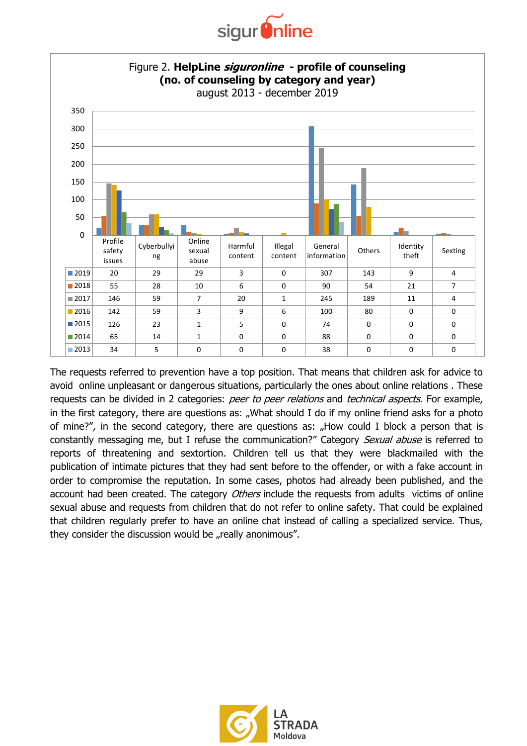Figure 2. **HelpLine *siguronline* - profile of counseling (no. of counseling by category and year)**
august 2013 - december 2019

| | Profile safety issues | Cyberbullying | Online sexual abuse | Harmful content | Illegal content | General information | Others | Identity theft | Sexting |
|---|---|---|---|---|---|---|---|---|---|
| 2019 | 20 | 29 | 29 | 3 | 0 | 307 | 143 | 9 | 4 |
| 2018 | 55 | 28 | 10 | 6 | 0 | 90 | 54 | 21 | 7 |
| 2017 | 146 | 59 | 7 | 20 | 1 | 245 | 189 | 11 | 4 |
| 2016 | 142 | 59 | 3 | 9 | 6 | 100 | 80 | 0 | 0 |
| 2015 | 126 | 23 | 1 | 5 | 0 | 74 | 0 | 0 | 0 |
| 2014 | 65 | 14 | 1 | 0 | 0 | 88 | 0 | 0 | 0 |
| 2013 | 34 | 5 | 0 | 0 | 0 | 38 | 0 | 0 | 0 |

The requests referred to prevention have a top position. That means that children ask for advice to avoid online unpleasant or dangerous situations, particularly the ones about online relations . These requests can be divided in 2 categories: *peer to peer relations* and *technical aspects*. For example, in the first category, there are questions as: „What should I do if my online friend asks for a photo of mine?", in the second category, there are questions as: „How could I block a person that is constantly messaging me, but I refuse the communication?" Category *Sexual abuse* is referred to reports of threatening and sextortion. Children tell us that they were blackmailed with the publication of intimate pictures that they had sent before to the offender, or with a fake account in order to compromise the reputation. In some cases, photos had already been published, and the account had been created. The category *Others* include the requests from adults victims of online sexual abuse and requests from children that do not refer to online safety. That could be explained that children regularly prefer to have an online chat instead of calling a specialized service. Thus, they consider the discussion would be „really anonimous".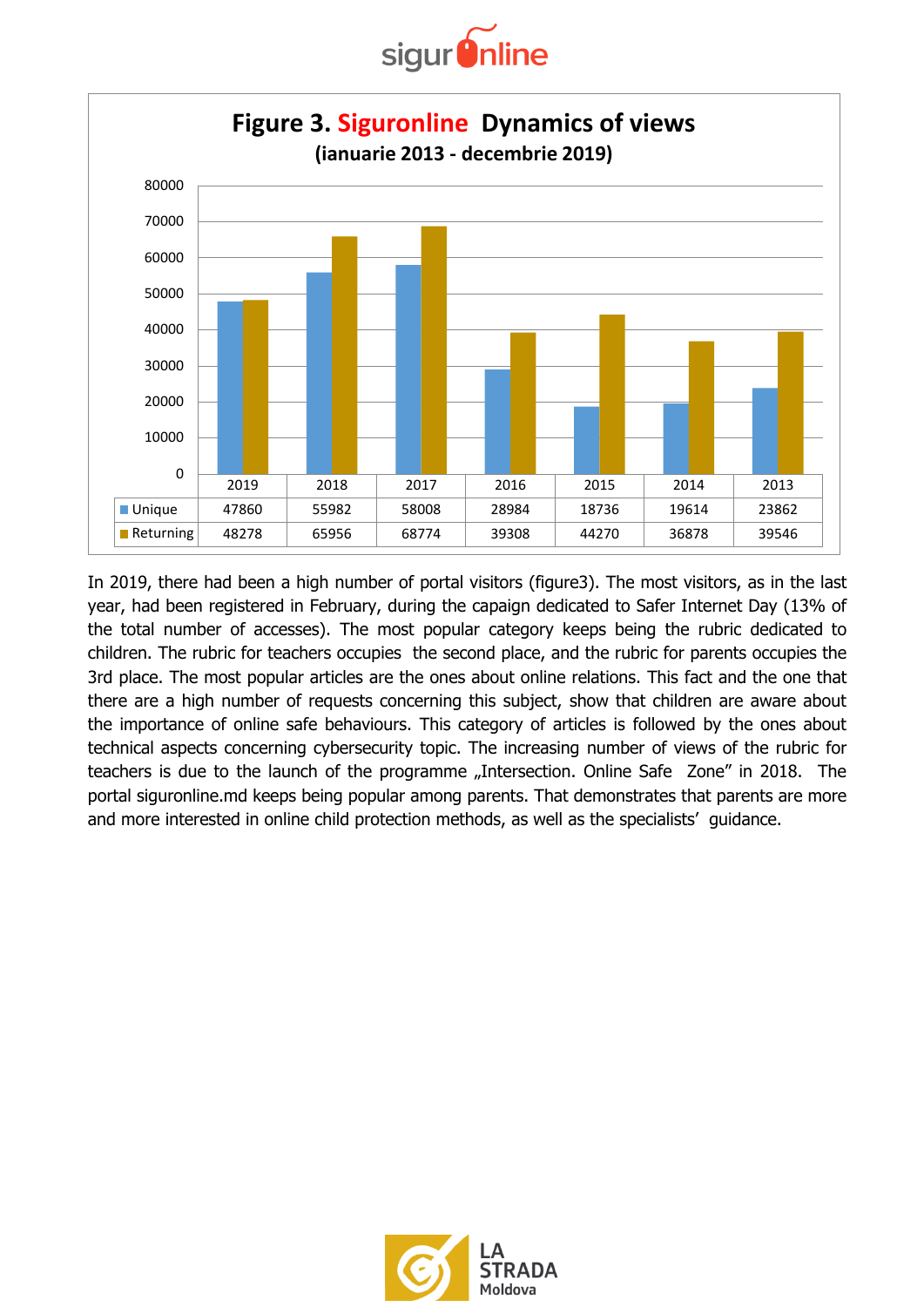**Figure 3. Siguronline Dynamics of views**

**(ianuarie 2013 - decembrie 2019)**

80000
70000
60000
50000
40000
30000
20000
10000
0

2019 2018 2017 2016 2015 2014 2013

Unique 47860 55982 58008 28984 18736 19614 23862

Returning 48278 65956 68774 39308 44270 36878 39546

In 2019, there had been a high number of portal visitors (figure3). The most visitors, as in the last year, had been registered in February, during the capaign dedicated to Safer Internet Day (13% of the total number of accesses). The most popular category keeps being the rubric dedicated to children. The rubric for teachers occupies the second place, and the rubric for parents occupies the 3rd place. The most popular articles are the ones about online relations. This fact and the one that there are a high number of requests concerning this subject, show that children are aware about the importance of online safe behaviours. This category of articles is followed by the ones about technical aspects concerning cybersecurity topic. The increasing number of views of the rubric for teachers is due to the launch of the programme „Intersection. Online Safe Zone" in 2018. The portal siguronline.md keeps being popular among parents. That demonstrates that parents are more and more interested in online child protection methods, as well as the specialists' guidance.